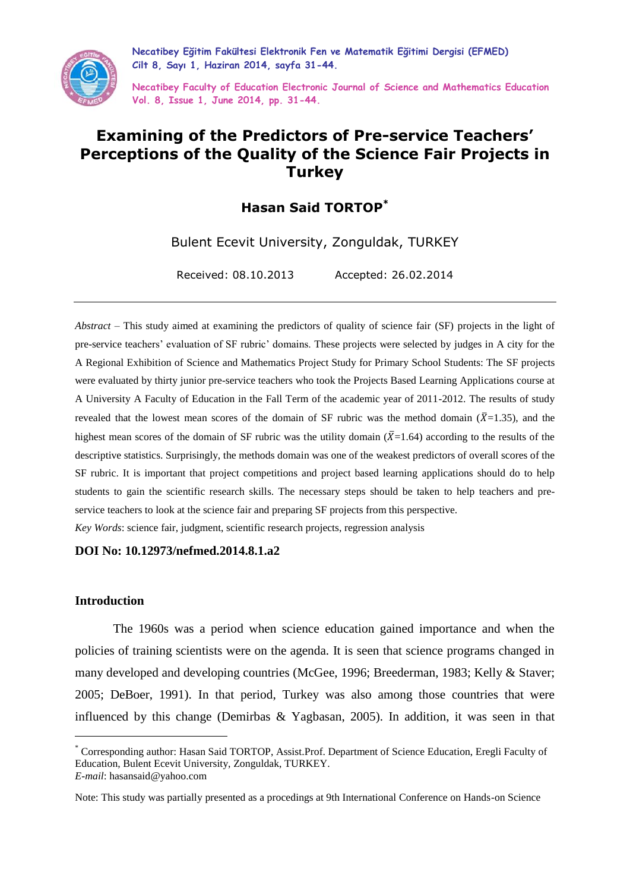# Examining of the Predictors of Pre-service Teachers' Perceptions of the Quality of the Science Fair Projects in Turkey

**Hasan Said TORTOP**[*]

Bulent Ecevit University, Zonguldak, TURKEY

Received: 08.10.2013 Accepted: 26.02.2014

*Abstract* – This study aimed at examining the predictors of quality of science fair (SF) projects in the light of pre-service teachers' evaluation of SF rubric' domains. These projects were selected by judges in A city for the A Regional Exhibition of Science and Mathematics Project Study for Primary School Students: The SF projects were evaluated by thirty junior pre-service teachers who took the Projects Based Learning Applications course at A University A Faculty of Education in the Fall Term of the academic year of 2011-2012. The results of study revealed that the lowest mean scores of the domain of SF rubric was the method domain ($\bar{X}$=1.35), and the highest mean scores of the domain of SF rubric was the utility domain ($\bar{X}$=1.64) according to the results of the descriptive statistics. Surprisingly, the methods domain was one of the weakest predictors of overall scores of the SF rubric. It is important that project competitions and project based learning applications should do to help students to gain the scientific research skills. The necessary steps should be taken to help teachers and pre-service teachers to look at the science fair and preparing SF projects from this perspective.

*Key Words*: science fair, judgment, scientific research projects, regression analysis

**DOI No: 10.12973/nefmed.2014.8.1.a2**

## Introduction

The 1960s was a period when science education gained importance and when the policies of training scientists were on the agenda. It is seen that science programs changed in many developed and developing countries (McGee, 1996; Breederman, 1983; Kelly & Staver; 2005; DeBoer, 1991). In that period, Turkey was also among those countries that were influenced by this change (Demirbas & Yagbasan, 2005). In addition, it was seen in that

---

[*] Corresponding author: Hasan Said TORTOP, Assist.Prof. Department of Science Education, Eregli Faculty of Education, Bulent Ecevit University, Zonguldak, TURKEY.
*E-mail*: hasansaid@yahoo.com

Note: This study was partially presented as a procedings at 9th International Conference on Hands-on Science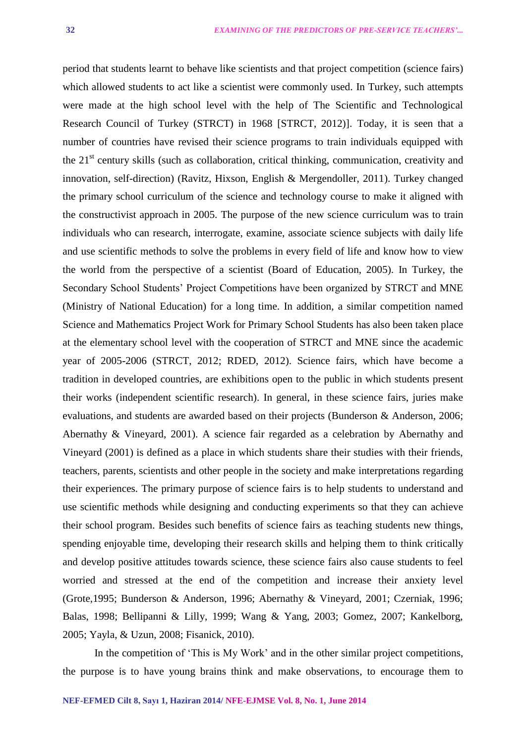period that students learnt to behave like scientists and that project competition (science fairs) which allowed students to act like a scientist were commonly used. In Turkey, such attempts were made at the high school level with the help of The Scientific and Technological Research Council of Turkey (STRCT) in 1968 [STRCT, 2012)]. Today, it is seen that a number of countries have revised their science programs to train individuals equipped with the 21st century skills (such as collaboration, critical thinking, communication, creativity and innovation, self-direction) (Ravitz, Hixson, English & Mergendoller, 2011). Turkey changed the primary school curriculum of the science and technology course to make it aligned with the constructivist approach in 2005. The purpose of the new science curriculum was to train individuals who can research, interrogate, examine, associate science subjects with daily life and use scientific methods to solve the problems in every field of life and know how to view the world from the perspective of a scientist (Board of Education, 2005). In Turkey, the Secondary School Students' Project Competitions have been organized by STRCT and MNE (Ministry of National Education) for a long time. In addition, a similar competition named Science and Mathematics Project Work for Primary School Students has also been taken place at the elementary school level with the cooperation of STRCT and MNE since the academic year of 2005-2006 (STRCT, 2012; RDED, 2012). Science fairs, which have become a tradition in developed countries, are exhibitions open to the public in which students present their works (independent scientific research). In general, in these science fairs, juries make evaluations, and students are awarded based on their projects (Bunderson & Anderson, 2006; Abernathy & Vineyard, 2001). A science fair regarded as a celebration by Abernathy and Vineyard (2001) is defined as a place in which students share their studies with their friends, teachers, parents, scientists and other people in the society and make interpretations regarding their experiences. The primary purpose of science fairs is to help students to understand and use scientific methods while designing and conducting experiments so that they can achieve their school program. Besides such benefits of science fairs as teaching students new things, spending enjoyable time, developing their research skills and helping them to think critically and develop positive attitudes towards science, these science fairs also cause students to feel worried and stressed at the end of the competition and increase their anxiety level (Grote,1995; Bunderson & Anderson, 1996; Abernathy & Vineyard, 2001; Czerniak, 1996; Balas, 1998; Bellipanni & Lilly, 1999; Wang & Yang, 2003; Gomez, 2007; Kankelborg, 2005; Yayla, & Uzun, 2008; Fisanick, 2010).

In the competition of 'This is My Work' and in the other similar project competitions, the purpose is to have young brains think and make observations, to encourage them to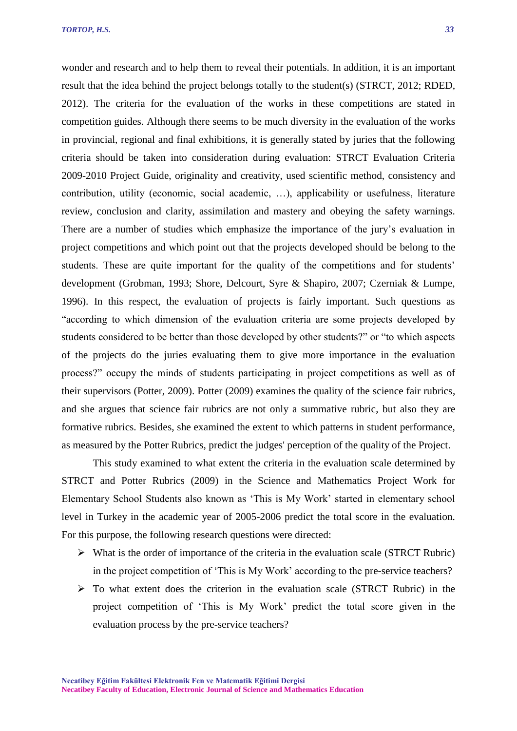wonder and research and to help them to reveal their potentials. In addition, it is an important result that the idea behind the project belongs totally to the student(s) (STRCT, 2012; RDED, 2012). The criteria for the evaluation of the works in these competitions are stated in competition guides. Although there seems to be much diversity in the evaluation of the works in provincial, regional and final exhibitions, it is generally stated by juries that the following criteria should be taken into consideration during evaluation: STRCT Evaluation Criteria 2009-2010 Project Guide, originality and creativity, used scientific method, consistency and contribution, utility (economic, social academic, …), applicability or usefulness, literature review, conclusion and clarity, assimilation and mastery and obeying the safety warnings. There are a number of studies which emphasize the importance of the jury's evaluation in project competitions and which point out that the projects developed should be belong to the students. These are quite important for the quality of the competitions and for students' development (Grobman, 1993; Shore, Delcourt, Syre & Shapiro, 2007; Czerniak & Lumpe, 1996). In this respect, the evaluation of projects is fairly important. Such questions as "according to which dimension of the evaluation criteria are some projects developed by students considered to be better than those developed by other students?" or "to which aspects of the projects do the juries evaluating them to give more importance in the evaluation process?" occupy the minds of students participating in project competitions as well as of their supervisors (Potter, 2009). Potter (2009) examines the quality of the science fair rubrics, and she argues that science fair rubrics are not only a summative rubric, but also they are formative rubrics. Besides, she examined the extent to which patterns in student performance, as measured by the Potter Rubrics, predict the judges' perception of the quality of the Project.

This study examined to what extent the criteria in the evaluation scale determined by STRCT and Potter Rubrics (2009) in the Science and Mathematics Project Work for Elementary School Students also known as 'This is My Work' started in elementary school level in Turkey in the academic year of 2005-2006 predict the total score in the evaluation. For this purpose, the following research questions were directed:

- What is the order of importance of the criteria in the evaluation scale (STRCT Rubric) in the project competition of 'This is My Work' according to the pre-service teachers?
- To what extent does the criterion in the evaluation scale (STRCT Rubric) in the project competition of 'This is My Work' predict the total score given in the evaluation process by the pre-service teachers?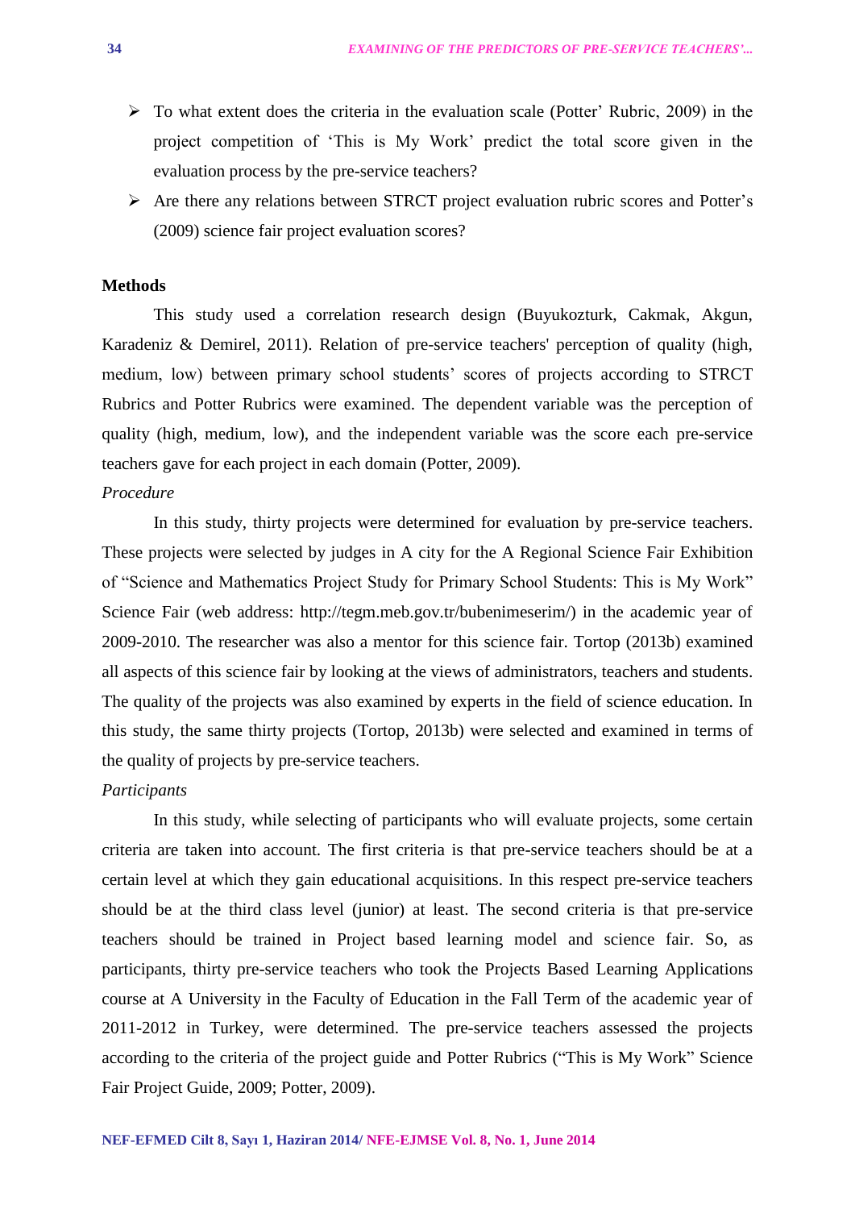- To what extent does the criteria in the evaluation scale (Potter' Rubric, 2009) in the project competition of 'This is My Work' predict the total score given in the evaluation process by the pre-service teachers?
- Are there any relations between STRCT project evaluation rubric scores and Potter's (2009) science fair project evaluation scores?

## Methods

This study used a correlation research design (Buyukozturk, Cakmak, Akgun, Karadeniz & Demirel, 2011). Relation of pre-service teachers' perception of quality (high, medium, low) between primary school students' scores of projects according to STRCT Rubrics and Potter Rubrics were examined. The dependent variable was the perception of quality (high, medium, low), and the independent variable was the score each pre-service teachers gave for each project in each domain (Potter, 2009).

### *Procedure*

In this study, thirty projects were determined for evaluation by pre-service teachers. These projects were selected by judges in A city for the A Regional Science Fair Exhibition of "Science and Mathematics Project Study for Primary School Students: This is My Work" Science Fair (web address: http://tegm.meb.gov.tr/bubenimeserim/) in the academic year of 2009-2010. The researcher was also a mentor for this science fair. Tortop (2013b) examined all aspects of this science fair by looking at the views of administrators, teachers and students. The quality of the projects was also examined by experts in the field of science education. In this study, the same thirty projects (Tortop, 2013b) were selected and examined in terms of the quality of projects by pre-service teachers.

### *Participants*

In this study, while selecting of participants who will evaluate projects, some certain criteria are taken into account. The first criteria is that pre-service teachers should be at a certain level at which they gain educational acquisitions. In this respect pre-service teachers should be at the third class level (junior) at least. The second criteria is that pre-service teachers should be trained in Project based learning model and science fair. So, as participants, thirty pre-service teachers who took the Projects Based Learning Applications course at A University in the Faculty of Education in the Fall Term of the academic year of 2011-2012 in Turkey, were determined. The pre-service teachers assessed the projects according to the criteria of the project guide and Potter Rubrics ("This is My Work" Science Fair Project Guide, 2009; Potter, 2009).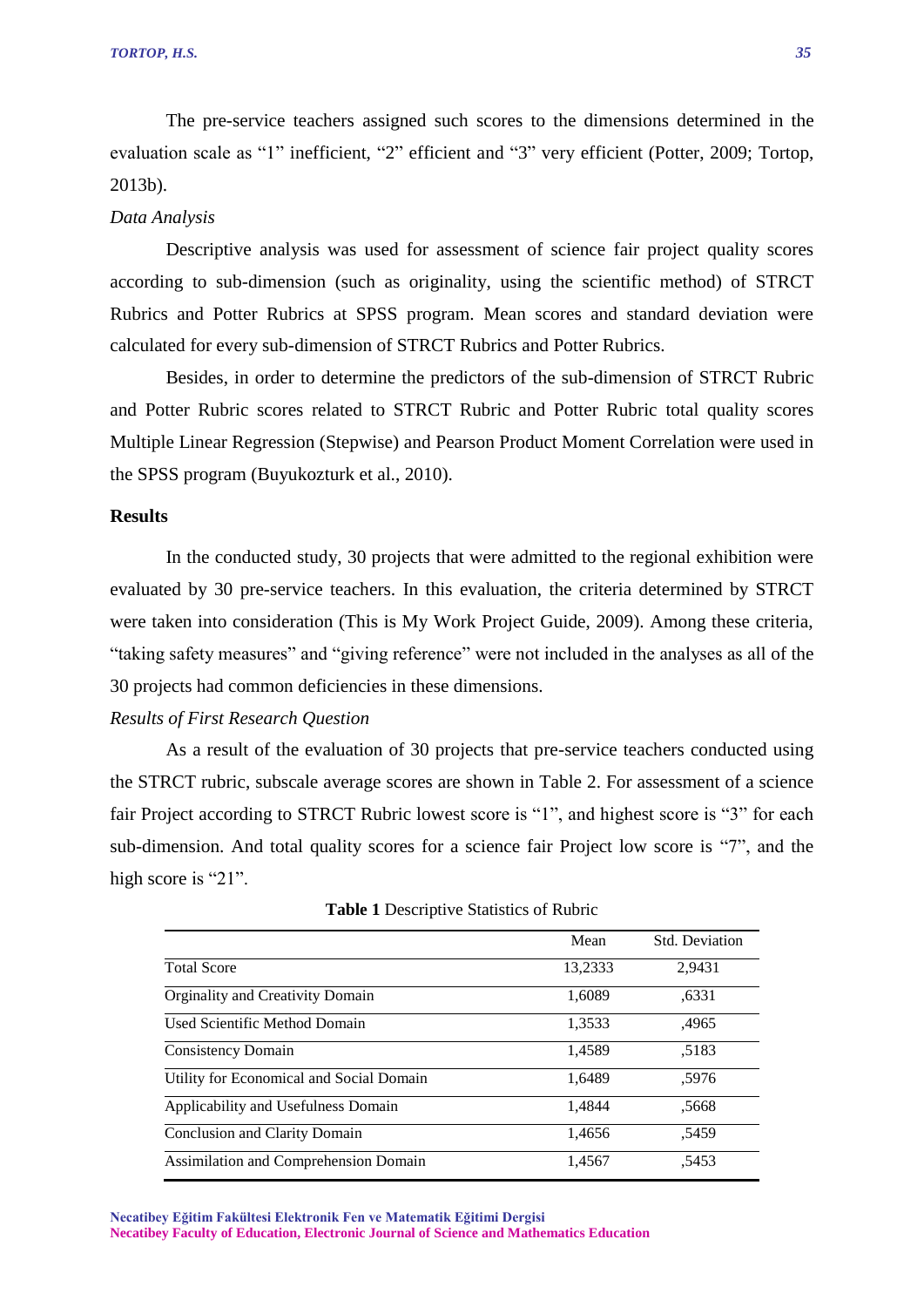The pre-service teachers assigned such scores to the dimensions determined in the evaluation scale as "1" inefficient, "2" efficient and "3" very efficient (Potter, 2009; Tortop, 2013b).

*Data Analysis*

Descriptive analysis was used for assessment of science fair project quality scores according to sub-dimension (such as originality, using the scientific method) of STRCT Rubrics and Potter Rubrics at SPSS program. Mean scores and standard deviation were calculated for every sub-dimension of STRCT Rubrics and Potter Rubrics.

Besides, in order to determine the predictors of the sub-dimension of STRCT Rubric and Potter Rubric scores related to STRCT Rubric and Potter Rubric total quality scores Multiple Linear Regression (Stepwise) and Pearson Product Moment Correlation were used in the SPSS program (Buyukozturk et al., 2010).

## Results

In the conducted study, 30 projects that were admitted to the regional exhibition were evaluated by 30 pre-service teachers. In this evaluation, the criteria determined by STRCT were taken into consideration (This is My Work Project Guide, 2009). Among these criteria, "taking safety measures" and "giving reference" were not included in the analyses as all of the 30 projects had common deficiencies in these dimensions.

*Results of First Research Question*

As a result of the evaluation of 30 projects that pre-service teachers conducted using the STRCT rubric, subscale average scores are shown in Table 2. For assessment of a science fair Project according to STRCT Rubric lowest score is "1", and highest score is "3" for each sub-dimension. And total quality scores for a science fair Project low score is "7", and the high score is "21".

**Table 1** Descriptive Statistics of Rubric

| | Mean | Std. Deviation |
|---|---|---|
| Total Score | 13,2333 | 2,9431 |
| Orginality and Creativity Domain | 1,6089 | ,6331 |
| Used Scientific Method Domain | 1,3533 | ,4965 |
| Consistency Domain | 1,4589 | ,5183 |
| Utility for Economical and Social Domain | 1,6489 | ,5976 |
| Applicability and Usefulness Domain | 1,4844 | ,5668 |
| Conclusion and Clarity Domain | 1,4656 | ,5459 |
| Assimilation and Comprehension Domain | 1,4567 | ,5453 |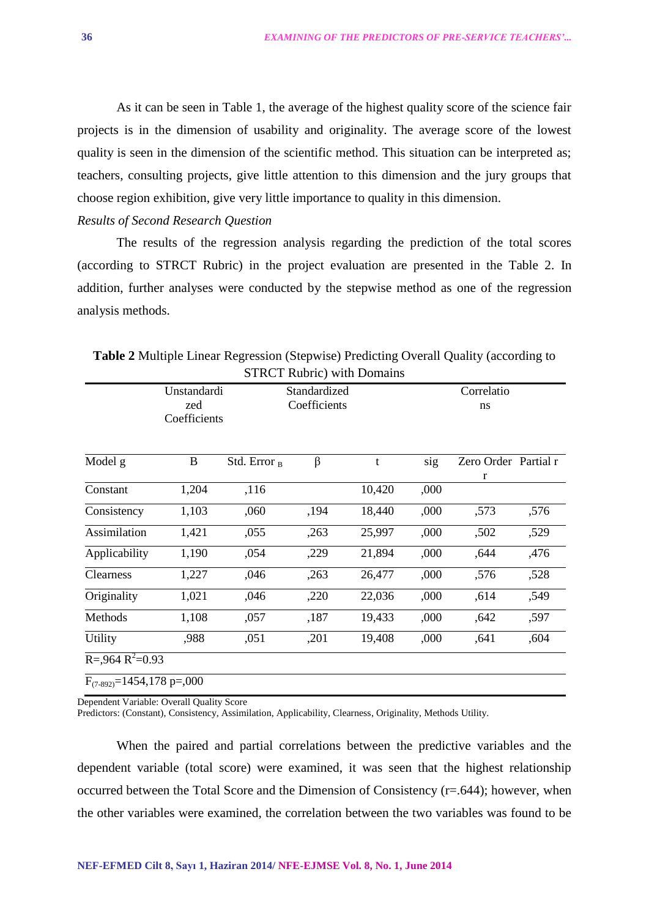As it can be seen in Table 1, the average of the highest quality score of the science fair projects is in the dimension of usability and originality. The average score of the lowest quality is seen in the dimension of the scientific method. This situation can be interpreted as; teachers, consulting projects, give little attention to this dimension and the jury groups that choose region exhibition, give very little importance to quality in this dimension.

*Results of Second Research Question*

The results of the regression analysis regarding the prediction of the total scores (according to STRCT Rubric) in the project evaluation are presented in the Table 2. In addition, further analyses were conducted by the stepwise method as one of the regression analysis methods.

**Table 2** Multiple Linear Regression (Stepwise) Predicting Overall Quality (according to STRCT Rubric) with Domains

| | Unstandardized Coefficients | | Standardized Coefficients | | | Correlations | |
|---|---|---|---|---|---|---|---|
| Model g | B | Std. Error $_B$ | β | t | sig | Zero Order r | Partial r |
| Constant | 1,204 | ,116 | | 10,420 | ,000 | | |
| Consistency | 1,103 | ,060 | ,194 | 18,440 | ,000 | ,573 | ,576 |
| Assimilation | 1,421 | ,055 | ,263 | 25,997 | ,000 | ,502 | ,529 |
| Applicability | 1,190 | ,054 | ,229 | 21,894 | ,000 | ,644 | ,476 |
| Clearness | 1,227 | ,046 | ,263 | 26,477 | ,000 | ,576 | ,528 |
| Originality | 1,021 | ,046 | ,220 | 22,036 | ,000 | ,614 | ,549 |
| Methods | 1,108 | ,057 | ,187 | 19,433 | ,000 | ,642 | ,597 |
| Utility | ,988 | ,051 | ,201 | 19,408 | ,000 | ,641 | ,604 |
| R=,964 $R^2$=0.93 | | | | | | | |
| $F_{(7\text{-}892)}$=1454,178 p=,000 | | | | | | | |

Dependent Variable: Overall Quality Score
Predictors: (Constant), Consistency, Assimilation, Applicability, Clearness, Originality, Methods Utility.

When the paired and partial correlations between the predictive variables and the dependent variable (total score) were examined, it was seen that the highest relationship occurred between the Total Score and the Dimension of Consistency (r=.644); however, when the other variables were examined, the correlation between the two variables was found to be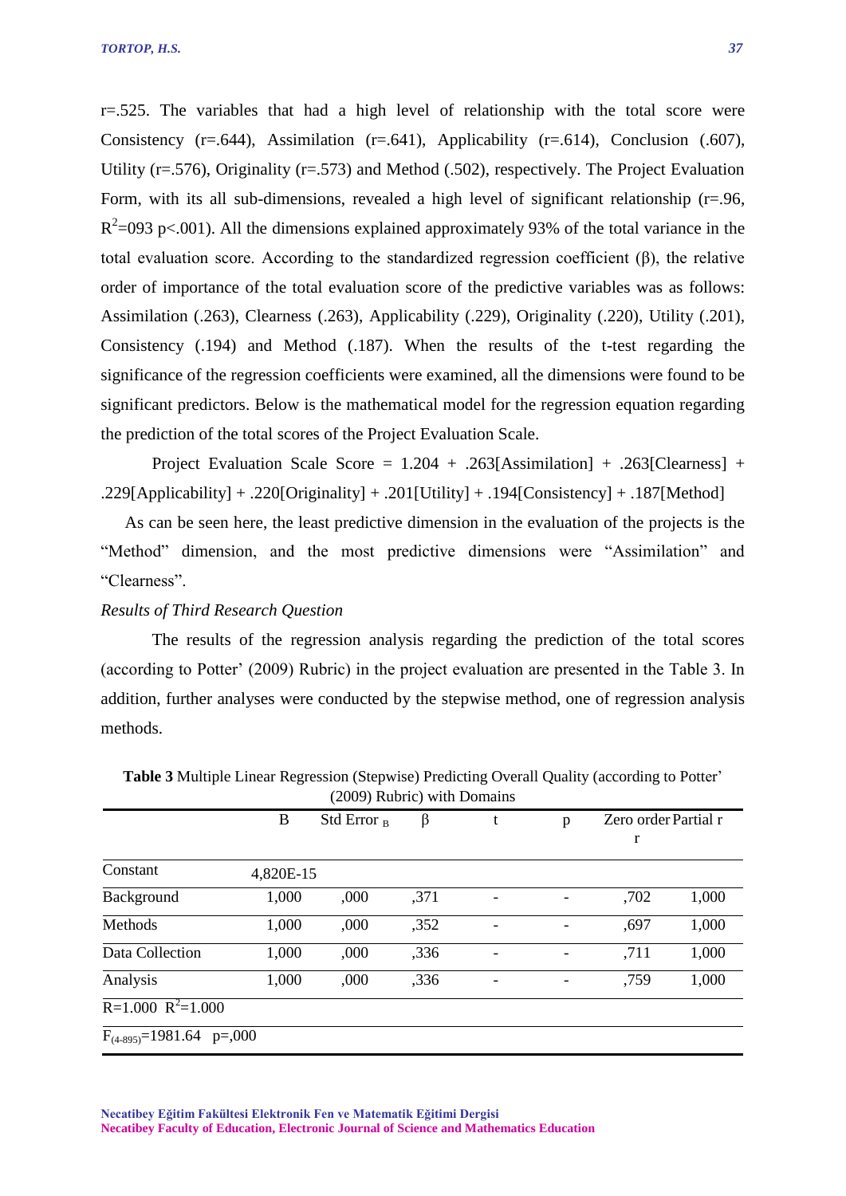r=.525. The variables that had a high level of relationship with the total score were Consistency (r=.644), Assimilation (r=.641), Applicability (r=.614), Conclusion (.607), Utility (r=.576), Originality (r=.573) and Method (.502), respectively. The Project Evaluation Form, with its all sub-dimensions, revealed a high level of significant relationship (r=.96, $R^2$=093 p<.001). All the dimensions explained approximately 93% of the total variance in the total evaluation score. According to the standardized regression coefficient (β), the relative order of importance of the total evaluation score of the predictive variables was as follows: Assimilation (.263), Clearness (.263), Applicability (.229), Originality (.220), Utility (.201), Consistency (.194) and Method (.187). When the results of the t-test regarding the significance of the regression coefficients were examined, all the dimensions were found to be significant predictors. Below is the mathematical model for the regression equation regarding the prediction of the total scores of the Project Evaluation Scale.

Project Evaluation Scale Score = 1.204 + .263[Assimilation] + .263[Clearness] + .229[Applicability] + .220[Originality] + .201[Utility] + .194[Consistency] + .187[Method]

As can be seen here, the least predictive dimension in the evaluation of the projects is the "Method" dimension, and the most predictive dimensions were "Assimilation" and "Clearness".

*Results of Third Research Question*

The results of the regression analysis regarding the prediction of the total scores (according to Potter' (2009) Rubric) in the project evaluation are presented in the Table 3. In addition, further analyses were conducted by the stepwise method, one of regression analysis methods.

**Table 3** Multiple Linear Regression (Stepwise) Predicting Overall Quality (according to Potter' (2009) Rubric) with Domains

| | B | Std Error $_B$ | β | t | p | Zero order r | Partial r |
|---|---|---|---|---|---|---|---|
| Constant | 4,820E-15 | | | | | | |
| Background | 1,000 | ,000 | ,371 | - | - | ,702 | 1,000 |
| Methods | 1,000 | ,000 | ,352 | - | - | ,697 | 1,000 |
| Data Collection | 1,000 | ,000 | ,336 | - | - | ,711 | 1,000 |
| Analysis | 1,000 | ,000 | ,336 | - | - | ,759 | 1,000 |
| R=1.000 $R^2$=1.000 | | | | | | | |
| $F_{(4\text{-}895)}$=1981.64 p=,000 | | | | | | | |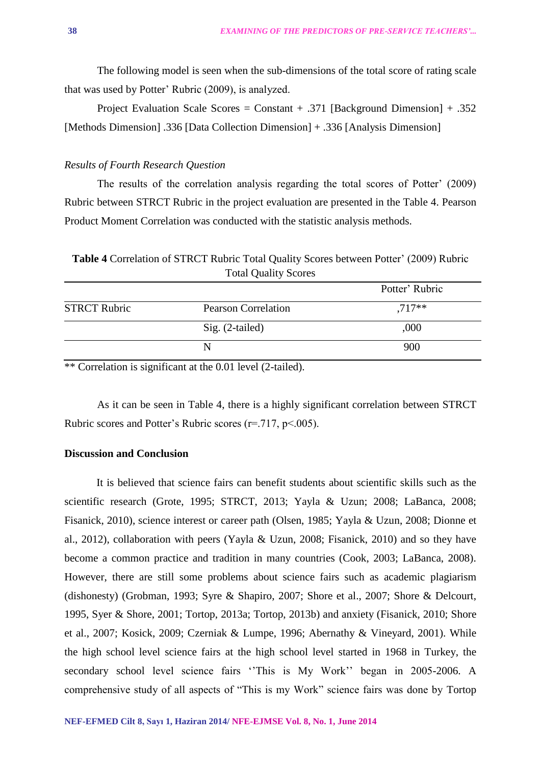The following model is seen when the sub-dimensions of the total score of rating scale that was used by Potter' Rubric (2009), is analyzed.

Project Evaluation Scale Scores = Constant + .371 [Background Dimension] + .352 [Methods Dimension] .336 [Data Collection Dimension] + .336 [Analysis Dimension]

### *Results of Fourth Research Question*

The results of the correlation analysis regarding the total scores of Potter' (2009) Rubric between STRCT Rubric in the project evaluation are presented in the Table 4. Pearson Product Moment Correlation was conducted with the statistic analysis methods.

**Table 4** Correlation of STRCT Rubric Total Quality Scores between Potter' (2009) Rubric Total Quality Scores

| | | Potter' Rubric |
|---|---|---|
| STRCT Rubric | Pearson Correlation | ,717** |
| | Sig. (2-tailed) | ,000 |
| | N | 900 |

** Correlation is significant at the 0.01 level (2-tailed).

As it can be seen in Table 4, there is a highly significant correlation between STRCT Rubric scores and Potter's Rubric scores ($r=.717$, $p<.005$).

## Discussion and Conclusion

It is believed that science fairs can benefit students about scientific skills such as the scientific research (Grote, 1995; STRCT, 2013; Yayla & Uzun; 2008; LaBanca, 2008; Fisanick, 2010), science interest or career path (Olsen, 1985; Yayla & Uzun, 2008; Dionne et al., 2012), collaboration with peers (Yayla & Uzun, 2008; Fisanick, 2010) and so they have become a common practice and tradition in many countries (Cook, 2003; LaBanca, 2008). However, there are still some problems about science fairs such as academic plagiarism (dishonesty) (Grobman, 1993; Syre & Shapiro, 2007; Shore et al., 2007; Shore & Delcourt, 1995, Syer & Shore, 2001; Tortop, 2013a; Tortop, 2013b) and anxiety (Fisanick, 2010; Shore et al., 2007; Kosick, 2009; Czerniak & Lumpe, 1996; Abernathy & Vineyard, 2001). While the high school level science fairs at the high school level started in 1968 in Turkey, the secondary school level science fairs ''This is My Work'' began in 2005-2006. A comprehensive study of all aspects of "This is my Work" science fairs was done by Tortop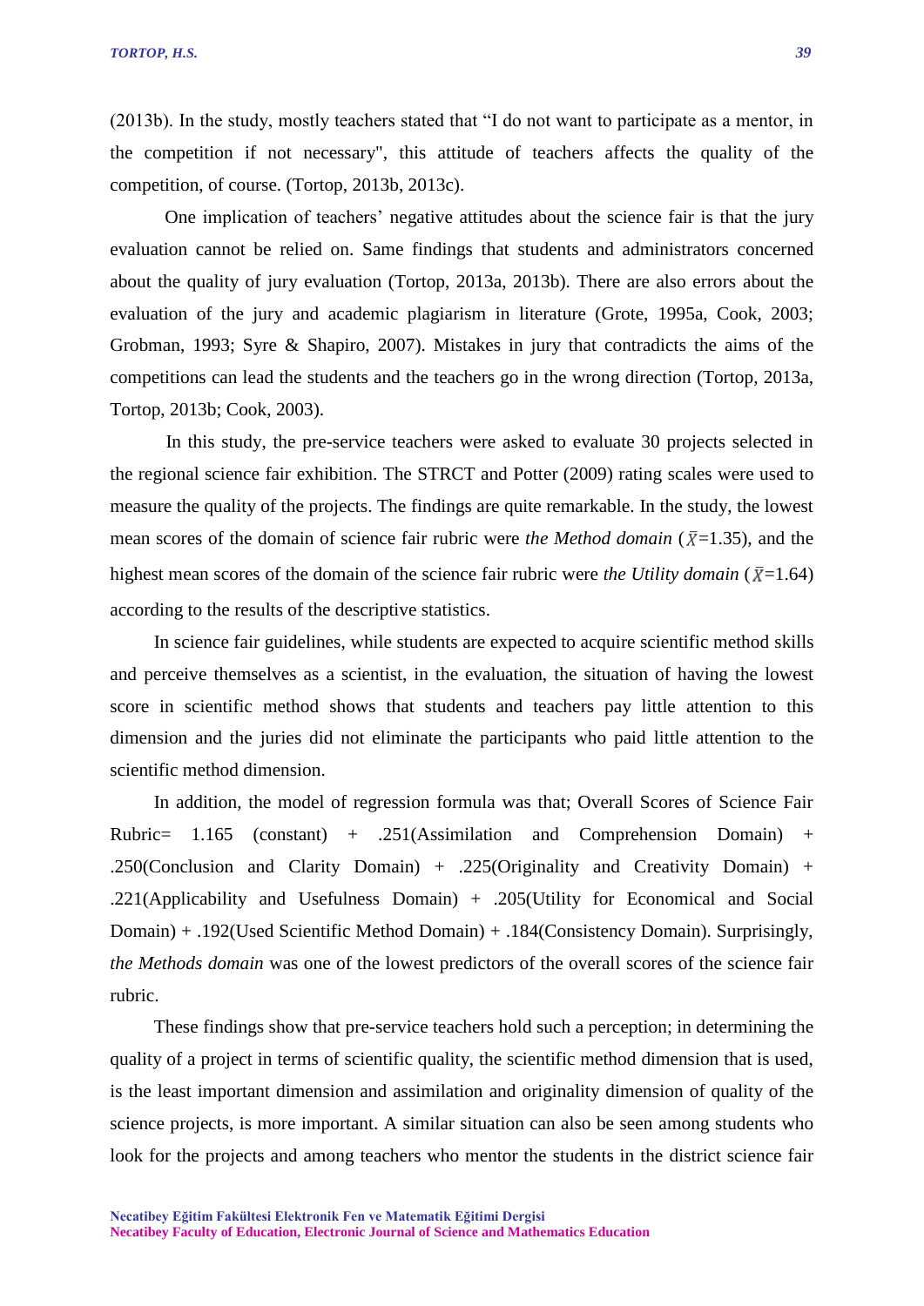(2013b). In the study, mostly teachers stated that "I do not want to participate as a mentor, in the competition if not necessary", this attitude of teachers affects the quality of the competition, of course. (Tortop, 2013b, 2013c).

One implication of teachers' negative attitudes about the science fair is that the jury evaluation cannot be relied on. Same findings that students and administrators concerned about the quality of jury evaluation (Tortop, 2013a, 2013b). There are also errors about the evaluation of the jury and academic plagiarism in literature (Grote, 1995a, Cook, 2003; Grobman, 1993; Syre & Shapiro, 2007). Mistakes in jury that contradicts the aims of the competitions can lead the students and the teachers go in the wrong direction (Tortop, 2013a, Tortop, 2013b; Cook, 2003).

In this study, the pre-service teachers were asked to evaluate 30 projects selected in the regional science fair exhibition. The STRCT and Potter (2009) rating scales were used to measure the quality of the projects. The findings are quite remarkable. In the study, the lowest mean scores of the domain of science fair rubric were *the Method domain* ($\bar{X}$=1.35), and the highest mean scores of the domain of the science fair rubric were *the Utility domain* ($\bar{X}$=1.64) according to the results of the descriptive statistics.

In science fair guidelines, while students are expected to acquire scientific method skills and perceive themselves as a scientist, in the evaluation, the situation of having the lowest score in scientific method shows that students and teachers pay little attention to this dimension and the juries did not eliminate the participants who paid little attention to the scientific method dimension.

In addition, the model of regression formula was that; Overall Scores of Science Fair Rubric= 1.165 (constant) + .251(Assimilation and Comprehension Domain) + .250(Conclusion and Clarity Domain) + .225(Originality and Creativity Domain) + .221(Applicability and Usefulness Domain) + .205(Utility for Economical and Social Domain) + .192(Used Scientific Method Domain) + .184(Consistency Domain). Surprisingly, *the Methods domain* was one of the lowest predictors of the overall scores of the science fair rubric.

These findings show that pre-service teachers hold such a perception; in determining the quality of a project in terms of scientific quality, the scientific method dimension that is used, is the least important dimension and assimilation and originality dimension of quality of the science projects, is more important. A similar situation can also be seen among students who look for the projects and among teachers who mentor the students in the district science fair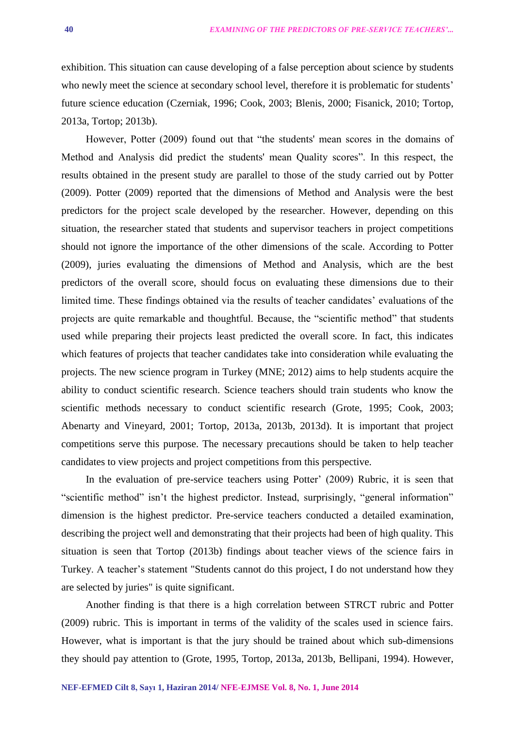exhibition. This situation can cause developing of a false perception about science by students who newly meet the science at secondary school level, therefore it is problematic for students' future science education (Czerniak, 1996; Cook, 2003; Blenis, 2000; Fisanick, 2010; Tortop, 2013a, Tortop; 2013b).

However, Potter (2009) found out that "the students' mean scores in the domains of Method and Analysis did predict the students' mean Quality scores". In this respect, the results obtained in the present study are parallel to those of the study carried out by Potter (2009). Potter (2009) reported that the dimensions of Method and Analysis were the best predictors for the project scale developed by the researcher. However, depending on this situation, the researcher stated that students and supervisor teachers in project competitions should not ignore the importance of the other dimensions of the scale. According to Potter (2009), juries evaluating the dimensions of Method and Analysis, which are the best predictors of the overall score, should focus on evaluating these dimensions due to their limited time. These findings obtained via the results of teacher candidates' evaluations of the projects are quite remarkable and thoughtful. Because, the "scientific method" that students used while preparing their projects least predicted the overall score. In fact, this indicates which features of projects that teacher candidates take into consideration while evaluating the projects. The new science program in Turkey (MNE; 2012) aims to help students acquire the ability to conduct scientific research. Science teachers should train students who know the scientific methods necessary to conduct scientific research (Grote, 1995; Cook, 2003; Abenarty and Vineyard, 2001; Tortop, 2013a, 2013b, 2013d). It is important that project competitions serve this purpose. The necessary precautions should be taken to help teacher candidates to view projects and project competitions from this perspective.

In the evaluation of pre-service teachers using Potter' (2009) Rubric, it is seen that "scientific method" isn't the highest predictor. Instead, surprisingly, "general information" dimension is the highest predictor. Pre-service teachers conducted a detailed examination, describing the project well and demonstrating that their projects had been of high quality. This situation is seen that Tortop (2013b) findings about teacher views of the science fairs in Turkey. A teacher's statement "Students cannot do this project, I do not understand how they are selected by juries" is quite significant.

Another finding is that there is a high correlation between STRCT rubric and Potter (2009) rubric. This is important in terms of the validity of the scales used in science fairs. However, what is important is that the jury should be trained about which sub-dimensions they should pay attention to (Grote, 1995, Tortop, 2013a, 2013b, Bellipani, 1994). However,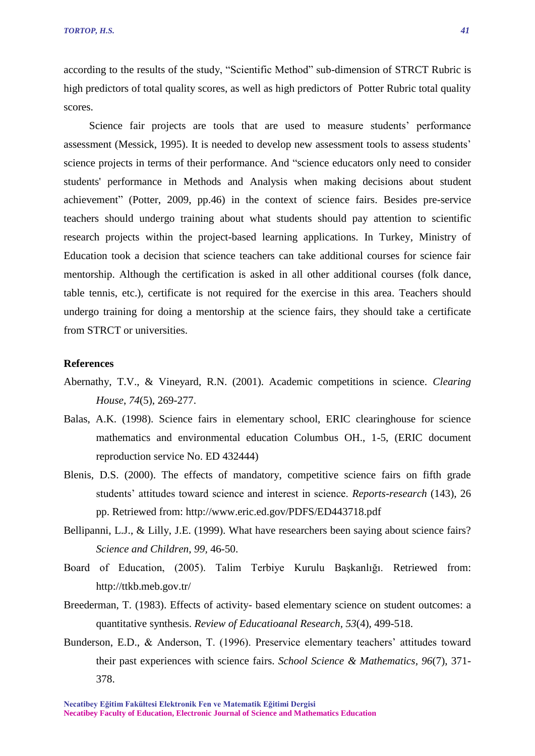according to the results of the study, "Scientific Method" sub-dimension of STRCT Rubric is high predictors of total quality scores, as well as high predictors of Potter Rubric total quality scores.

Science fair projects are tools that are used to measure students' performance assessment (Messick, 1995). It is needed to develop new assessment tools to assess students' science projects in terms of their performance. And "science educators only need to consider students' performance in Methods and Analysis when making decisions about student achievement" (Potter, 2009, pp.46) in the context of science fairs. Besides pre-service teachers should undergo training about what students should pay attention to scientific research projects within the project-based learning applications. In Turkey, Ministry of Education took a decision that science teachers can take additional courses for science fair mentorship. Although the certification is asked in all other additional courses (folk dance, table tennis, etc.), certificate is not required for the exercise in this area. Teachers should undergo training for doing a mentorship at the science fairs, they should take a certificate from STRCT or universities.

## References

Abernathy, T.V., & Vineyard, R.N. (2001). Academic competitions in science. *Clearing House*, *74*(5), 269-277.

Balas, A.K. (1998). Science fairs in elementary school, ERIC clearinghouse for science mathematics and environmental education Columbus OH., 1-5, (ERIC document reproduction service No. ED 432444)

Blenis, D.S. (2000). The effects of mandatory, competitive science fairs on fifth grade students' attitudes toward science and interest in science. *Reports-research* (143), 26 pp. Retriewed from: http://www.eric.ed.gov/PDFS/ED443718.pdf

Bellipanni, L.J., & Lilly, J.E. (1999). What have researchers been saying about science fairs? *Science and Children*, *99*, 46-50.

Board of Education, (2005). Talim Terbiye Kurulu Başkanlığı. Retriewed from: http://ttkb.meb.gov.tr/

Breederman, T. (1983). Effects of activity- based elementary science on student outcomes: a quantitative synthesis. *Review of Educatioanal Research*, *53*(4), 499-518.

Bunderson, E.D., & Anderson, T. (1996). Preservice elementary teachers' attitudes toward their past experiences with science fairs. *School Science & Mathematics*, *96*(7), 371-378.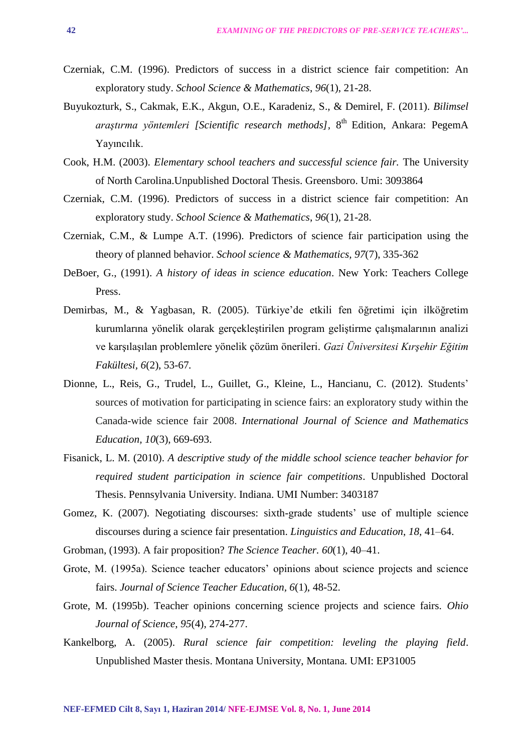Czerniak, C.M. (1996). Predictors of success in a district science fair competition: An exploratory study. *School Science & Mathematics*, *96*(1), 21-28.

Buyukozturk, S., Cakmak, E.K., Akgun, O.E., Karadeniz, S., & Demirel, F. (2011). *Bilimsel araştırma yöntemleri [Scientific research methods]*, 8th Edition, Ankara: PegemA Yayıncılık.

Cook, H.M. (2003). *Elementary school teachers and successful science fair.* The University of North Carolina.Unpublished Doctoral Thesis. Greensboro. Umi: 3093864

Czerniak, C.M. (1996). Predictors of success in a district science fair competition: An exploratory study. *School Science & Mathematics*, *96*(1), 21-28.

Czerniak, C.M., & Lumpe A.T. (1996). Predictors of science fair participation using the theory of planned behavior. *School science & Mathematics*, *97*(7), 335-362

DeBoer, G., (1991). *A history of ideas in science education*. New York: Teachers College Press.

Demirbas, M., & Yagbasan, R. (2005). Türkiye'de etkili fen öğretimi için ilköğretim kurumlarına yönelik olarak gerçekleştirilen program geliştirme çalışmalarının analizi ve karşılaşılan problemlere yönelik çözüm önerileri. *Gazi Üniversitesi Kırşehir Eğitim Fakültesi, 6*(2), 53-67.

Dionne, L., Reis, G., Trudel, L., Guillet, G., Kleine, L., Hancianu, C. (2012). Students' sources of motivation for participating in science fairs: an exploratory study within the Canada-wide science fair 2008. *International Journal of Science and Mathematics Education, 10*(3), 669-693.

Fisanick, L. M. (2010). *A descriptive study of the middle school science teacher behavior for required student participation in science fair competitions*. Unpublished Doctoral Thesis. Pennsylvania University. Indiana. UMI Number: 3403187

Gomez, K. (2007). Negotiating discourses: sixth-grade students' use of multiple science discourses during a science fair presentation. *Linguistics and Education*, *18,* 41–64.

Grobman, (1993). A fair proposition? *The Science Teacher. 60*(1), 40–41.

Grote, M. (1995a). Science teacher educators' opinions about science projects and science fairs. *Journal of Science Teacher Education, 6*(1), 48-52.

Grote, M. (1995b). Teacher opinions concerning science projects and science fairs. *Ohio Journal of Science, 95*(4), 274-277.

Kankelborg, A. (2005). *Rural science fair competition: leveling the playing field*. Unpublished Master thesis. Montana University, Montana. UMI: EP31005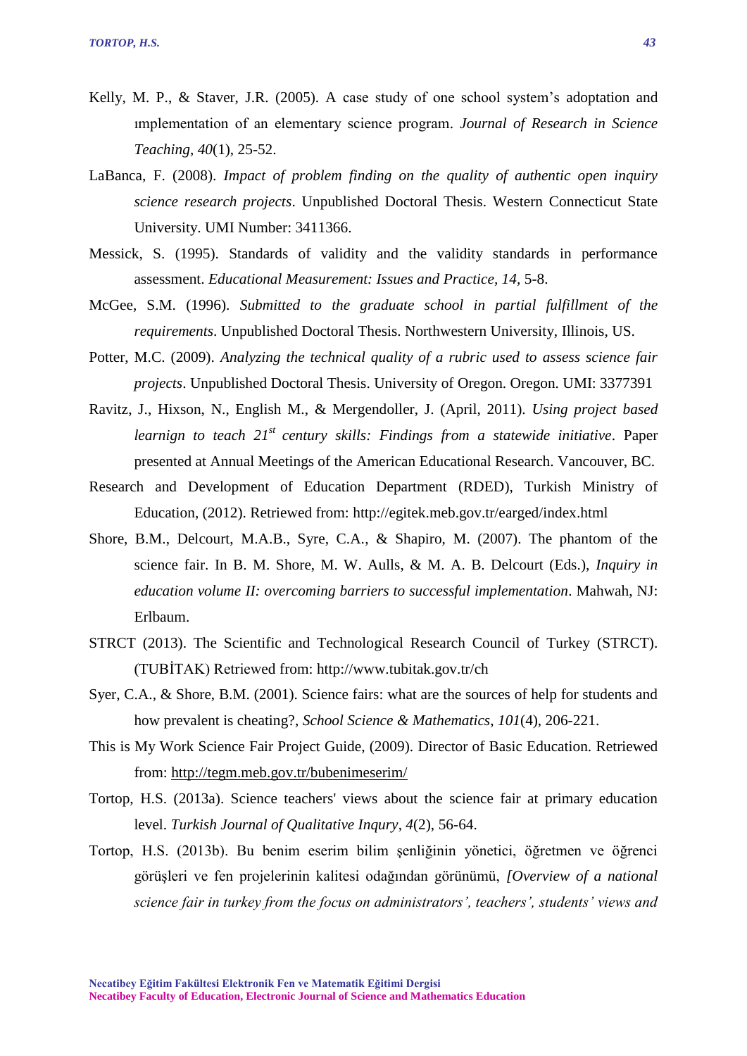Kelly, M. P., & Staver, J.R. (2005). A case study of one school system's adoptation and ımplementation of an elementary science program. *Journal of Research in Science Teaching*, *40*(1), 25-52.

LaBanca, F. (2008). *Impact of problem finding on the quality of authentic open inquiry science research projects*. Unpublished Doctoral Thesis. Western Connecticut State University. UMI Number: 3411366.

Messick, S. (1995). Standards of validity and the validity standards in performance assessment. *Educational Measurement: Issues and Practice, 14,* 5-8.

McGee, S.M. (1996). *Submitted to the graduate school in partial fulfillment of the requirements*. Unpublished Doctoral Thesis. Northwestern University, Illinois, US.

Potter, M.C. (2009). *Analyzing the technical quality of a rubric used to assess science fair projects*. Unpublished Doctoral Thesis. University of Oregon. Oregon. UMI: 3377391

Ravitz, J., Hixson, N., English M., & Mergendoller, J. (April, 2011). *Using project based learnign to teach 21st century skills: Findings from a statewide initiative*. Paper presented at Annual Meetings of the American Educational Research. Vancouver, BC.

Research and Development of Education Department (RDED), Turkish Ministry of Education, (2012). Retrieved from: http://egitek.meb.gov.tr/earged/index.html

Shore, B.M., Delcourt, M.A.B., Syre, C.A., & Shapiro, M. (2007). The phantom of the science fair. In B. M. Shore, M. W. Aulls, & M. A. B. Delcourt (Eds.), *Inquiry in education volume II: overcoming barriers to successful implementation*. Mahwah, NJ: Erlbaum.

STRCT (2013). The Scientific and Technological Research Council of Turkey (STRCT). (TUBİTAK) Retrieved from: http://www.tubitak.gov.tr/ch

Syer, C.A., & Shore, B.M. (2001). Science fairs: what are the sources of help for students and how prevalent is cheating?, *School Science & Mathematics*, *101*(4), 206-221.

This is My Work Science Fair Project Guide, (2009). Director of Basic Education. Retriewed from: http://tegm.meb.gov.tr/bubenimeserim/

Tortop, H.S. (2013a). Science teachers' views about the science fair at primary education level. *Turkish Journal of Qualitative Inqury*, *4*(2), 56-64.

Tortop, H.S. (2013b). Bu benim eserim bilim şenliğinin yönetici, öğretmen ve öğrenci görüşleri ve fen projelerinin kalitesi odağından görünümü, *[Overview of a national science fair in turkey from the focus on administrators', teachers', students' views and*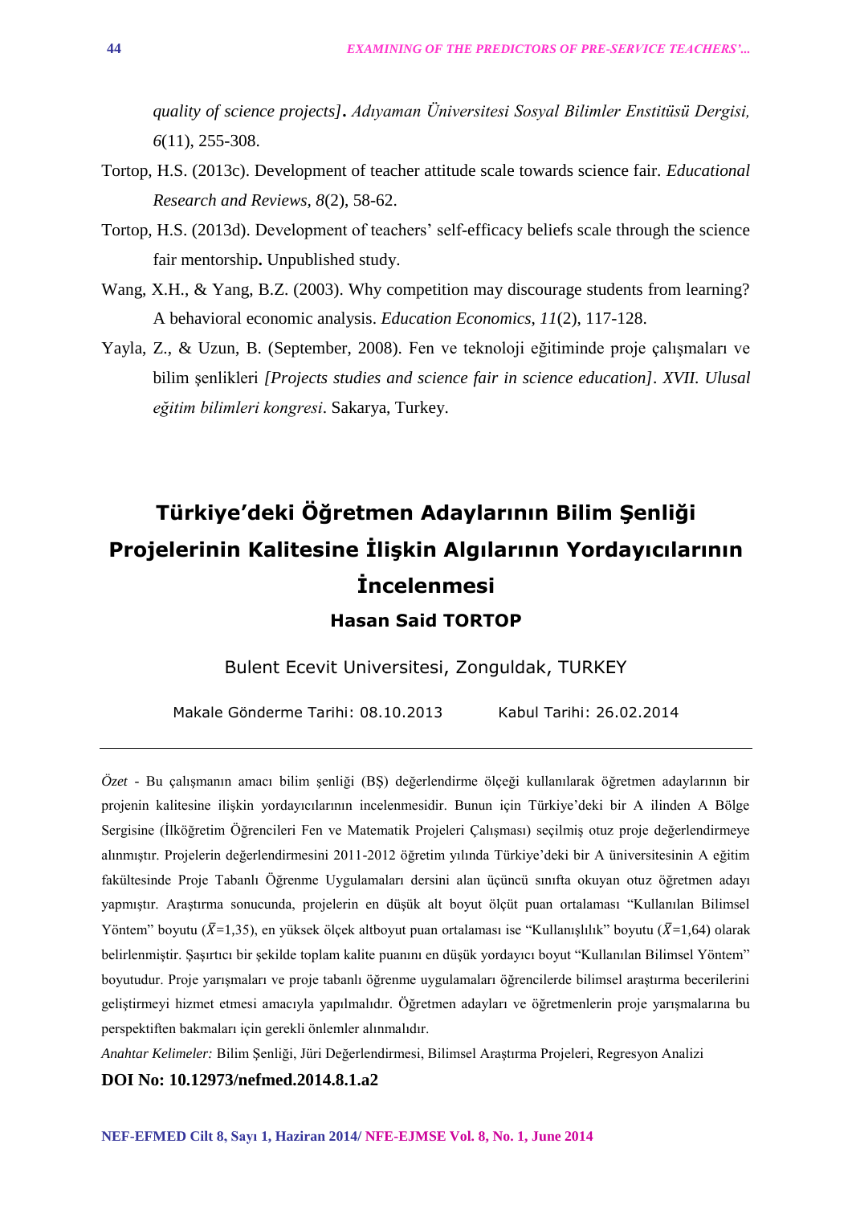*quality of science projects]*. *Adıyaman Üniversitesi Sosyal Bilimler Enstitüsü Dergisi, 6*(11), 255-308.

Tortop, H.S. (2013c). Development of teacher attitude scale towards science fair. *Educational Research and Reviews, 8*(2), 58-62.

Tortop, H.S. (2013d). Development of teachers' self-efficacy beliefs scale through the science fair mentorship**.** Unpublished study.

Wang, X.H., & Yang, B.Z. (2003). Why competition may discourage students from learning? A behavioral economic analysis. *Education Economics*, *11*(2), 117-128.

Yayla, Z., & Uzun, B. (September, 2008). Fen ve teknoloji eğitiminde proje çalışmaları ve bilim şenlikleri *[Projects studies and science fair in science education]*. *XVII. Ulusal eğitim bilimleri kongresi*. Sakarya, Turkey.

# Türkiye'deki Öğretmen Adaylarının Bilim Şenliği Projelerinin Kalitesine İlişkin Algılarının Yordayıcılarının İncelenmesi

**Hasan Said TORTOP**

Bulent Ecevit Universitesi, Zonguldak, TURKEY

Makale Gönderme Tarihi: 08.10.2013 Kabul Tarihi: 26.02.2014

---

*Özet* - Bu çalışmanın amacı bilim şenliği (BŞ) değerlendirme ölçeği kullanılarak öğretmen adaylarının bir projenin kalitesine ilişkin yordayıcılarının incelenmesidir. Bunun için Türkiye'deki bir A ilinden A Bölge Sergisine (İlköğretim Öğrencileri Fen ve Matematik Projeleri Çalışması) seçilmiş otuz proje değerlendirmeye alınmıştır. Projelerin değerlendirmesini 2011-2012 öğretim yılında Türkiye'deki bir A üniversitesinin A eğitim fakültesinde Proje Tabanlı Öğrenme Uygulamaları dersini alan üçüncü sınıfta okuyan otuz öğretmen adayı yapmıştır. Araştırma sonucunda, projelerin en düşük alt boyut ölçüt puan ortalaması "Kullanılan Bilimsel Yöntem" boyutu ($\bar{X}$=1,35), en yüksek ölçek altboyut puan ortalaması ise "Kullanışlılık" boyutu ($\bar{X}$=1,64) olarak belirlenmiştir. Şaşırtıcı bir şekilde toplam kalite puanını en düşük yordayıcı boyut "Kullanılan Bilimsel Yöntem" boyutudur. Proje yarışmaları ve proje tabanlı öğrenme uygulamaları öğrencilerde bilimsel araştırma becerilerini geliştirmeyi hizmet etmesi amacıyla yapılmalıdır. Öğretmen adayları ve öğretmenlerin proje yarışmalarına bu perspektiften bakmaları için gerekli önlemler alınmalıdır.

*Anahtar Kelimeler:* Bilim Şenliği, Jüri Değerlendirmesi, Bilimsel Araştırma Projeleri, Regresyon Analizi

**DOI No: 10.12973/nefmed.2014.8.1.a2**